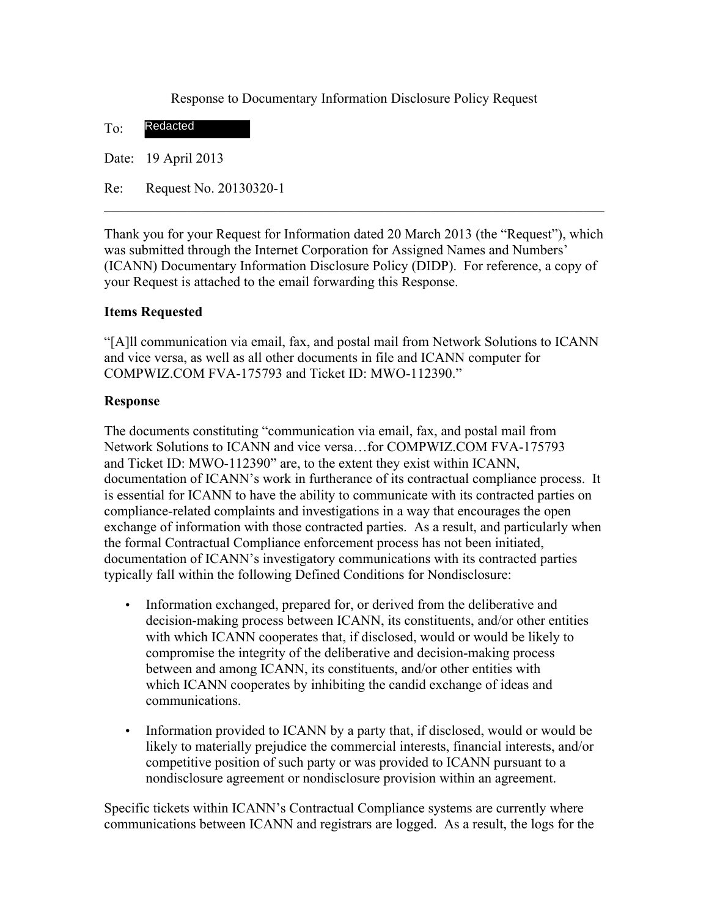Response to Documentary Information Disclosure Policy Request

To: Redacted

Date: 19 April 2013

Re: Request No. 20130320-1

---

Thank you for your Request for Information dated 20 March 2013 (the "Request"), which was submitted through the Internet Corporation for Assigned Names and Numbers' (ICANN) Documentary Information Disclosure Policy (DIDP). For reference, a copy of your Request is attached to the email forwarding this Response.

**Items Requested**

"[A]ll communication via email, fax, and postal mail from Network Solutions to ICANN and vice versa, as well as all other documents in file and ICANN computer for COMPWIZ.COM FVA-175793 and Ticket ID: MWO-112390."

**Response**

The documents constituting "communication via email, fax, and postal mail from Network Solutions to ICANN and vice versa…for COMPWIZ.COM FVA-175793 and Ticket ID: MWO-112390" are, to the extent they exist within ICANN, documentation of ICANN's work in furtherance of its contractual compliance process. It is essential for ICANN to have the ability to communicate with its contracted parties on compliance-related complaints and investigations in a way that encourages the open exchange of information with those contracted parties. As a result, and particularly when the formal Contractual Compliance enforcement process has not been initiated, documentation of ICANN's investigatory communications with its contracted parties typically fall within the following Defined Conditions for Nondisclosure:

- Information exchanged, prepared for, or derived from the deliberative and decision-making process between ICANN, its constituents, and/or other entities with which ICANN cooperates that, if disclosed, would or would be likely to compromise the integrity of the deliberative and decision-making process between and among ICANN, its constituents, and/or other entities with which ICANN cooperates by inhibiting the candid exchange of ideas and communications.

- Information provided to ICANN by a party that, if disclosed, would or would be likely to materially prejudice the commercial interests, financial interests, and/or competitive position of such party or was provided to ICANN pursuant to a nondisclosure agreement or nondisclosure provision within an agreement.

Specific tickets within ICANN's Contractual Compliance systems are currently where communications between ICANN and registrars are logged. As a result, the logs for the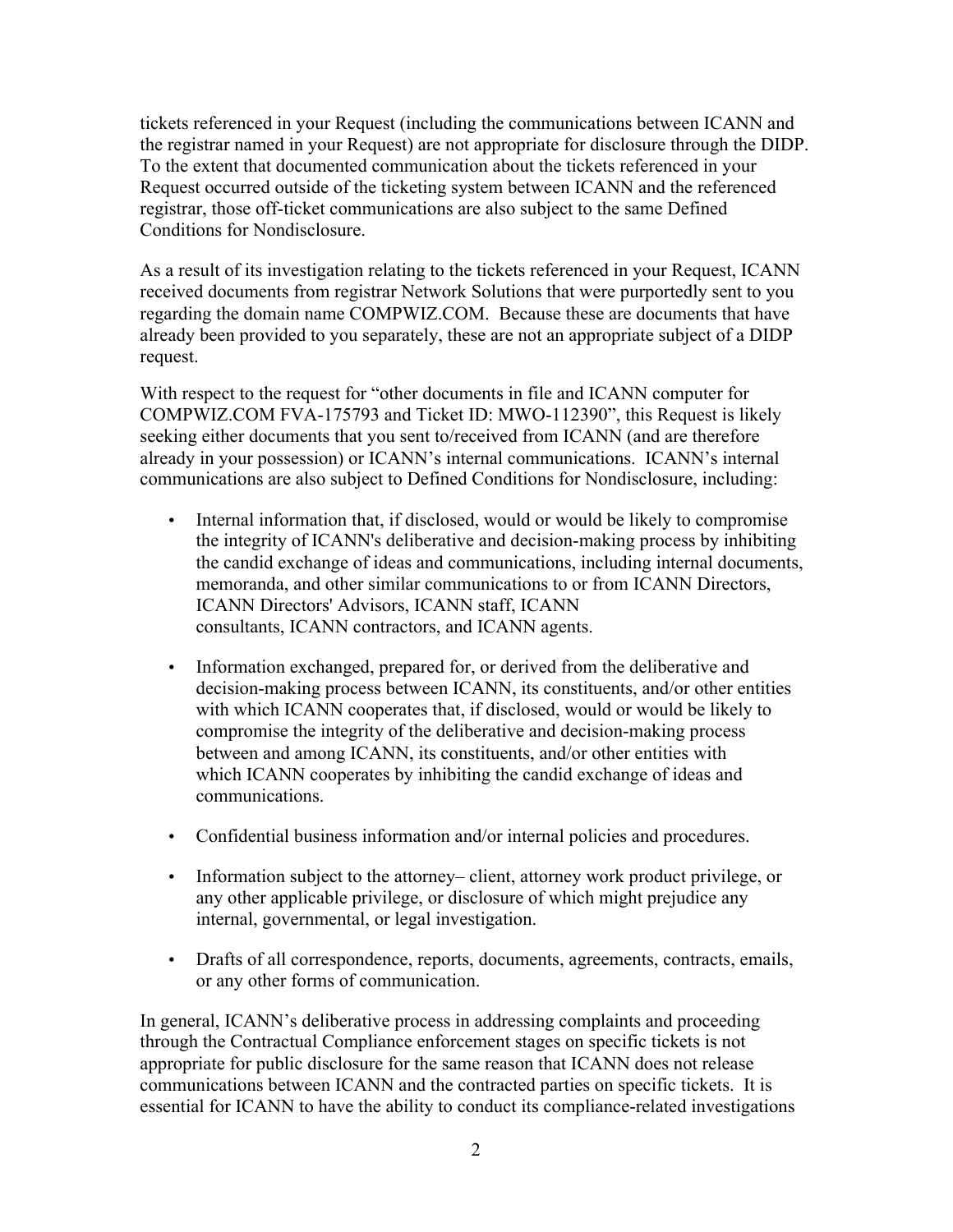tickets referenced in your Request (including the communications between ICANN and the registrar named in your Request) are not appropriate for disclosure through the DIDP. To the extent that documented communication about the tickets referenced in your Request occurred outside of the ticketing system between ICANN and the referenced registrar, those off-ticket communications are also subject to the same Defined Conditions for Nondisclosure.

As a result of its investigation relating to the tickets referenced in your Request, ICANN received documents from registrar Network Solutions that were purportedly sent to you regarding the domain name COMPWIZ.COM. Because these are documents that have already been provided to you separately, these are not an appropriate subject of a DIDP request.

With respect to the request for "other documents in file and ICANN computer for COMPWIZ.COM FVA-175793 and Ticket ID: MWO-112390", this Request is likely seeking either documents that you sent to/received from ICANN (and are therefore already in your possession) or ICANN's internal communications. ICANN's internal communications are also subject to Defined Conditions for Nondisclosure, including:

- Internal information that, if disclosed, would or would be likely to compromise the integrity of ICANN's deliberative and decision-making process by inhibiting the candid exchange of ideas and communications, including internal documents, memoranda, and other similar communications to or from ICANN Directors, ICANN Directors' Advisors, ICANN staff, ICANN consultants, ICANN contractors, and ICANN agents.

- Information exchanged, prepared for, or derived from the deliberative and decision-making process between ICANN, its constituents, and/or other entities with which ICANN cooperates that, if disclosed, would or would be likely to compromise the integrity of the deliberative and decision-making process between and among ICANN, its constituents, and/or other entities with which ICANN cooperates by inhibiting the candid exchange of ideas and communications.

- Confidential business information and/or internal policies and procedures.

- Information subject to the attorney– client, attorney work product privilege, or any other applicable privilege, or disclosure of which might prejudice any internal, governmental, or legal investigation.

- Drafts of all correspondence, reports, documents, agreements, contracts, emails, or any other forms of communication.

In general, ICANN's deliberative process in addressing complaints and proceeding through the Contractual Compliance enforcement stages on specific tickets is not appropriate for public disclosure for the same reason that ICANN does not release communications between ICANN and the contracted parties on specific tickets. It is essential for ICANN to have the ability to conduct its compliance-related investigations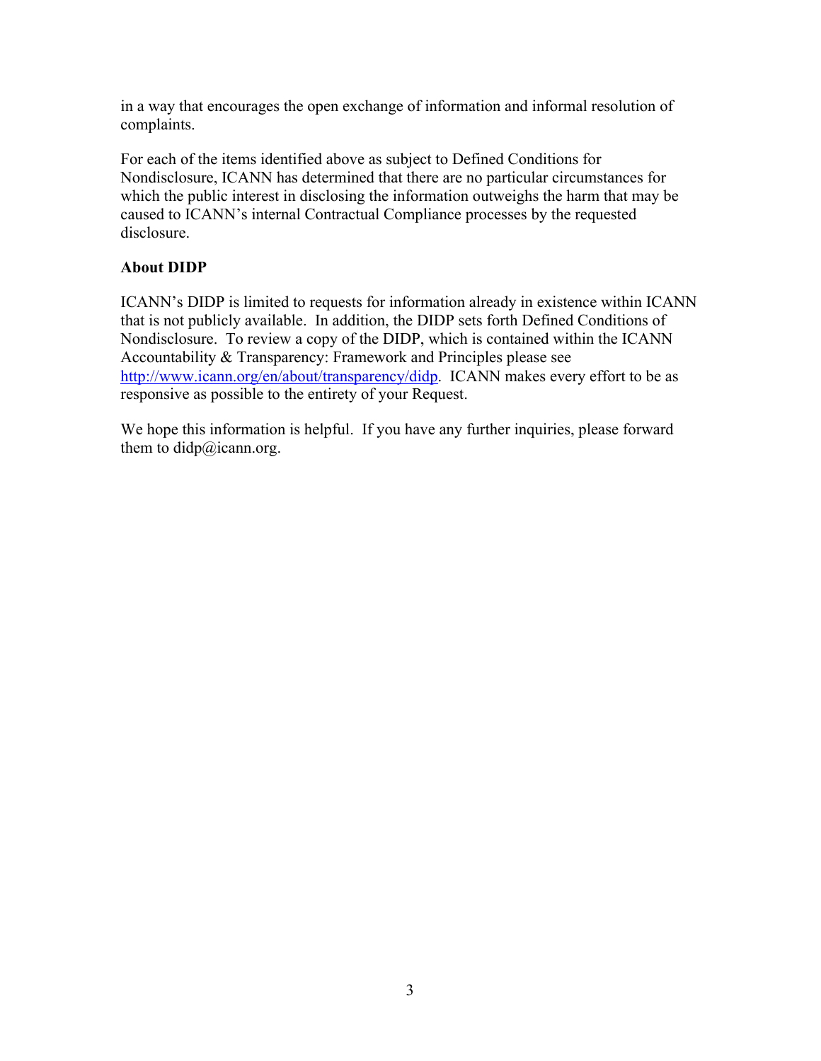in a way that encourages the open exchange of information and informal resolution of complaints.

For each of the items identified above as subject to Defined Conditions for Nondisclosure, ICANN has determined that there are no particular circumstances for which the public interest in disclosing the information outweighs the harm that may be caused to ICANN's internal Contractual Compliance processes by the requested disclosure.

**About DIDP**

ICANN's DIDP is limited to requests for information already in existence within ICANN that is not publicly available. In addition, the DIDP sets forth Defined Conditions of Nondisclosure. To review a copy of the DIDP, which is contained within the ICANN Accountability & Transparency: Framework and Principles please see [http://www.icann.org/en/about/transparency/didp](http://www.icann.org/en/about/transparency/didp). ICANN makes every effort to be as responsive as possible to the entirety of your Request.

We hope this information is helpful. If you have any further inquiries, please forward them to didp@icann.org.